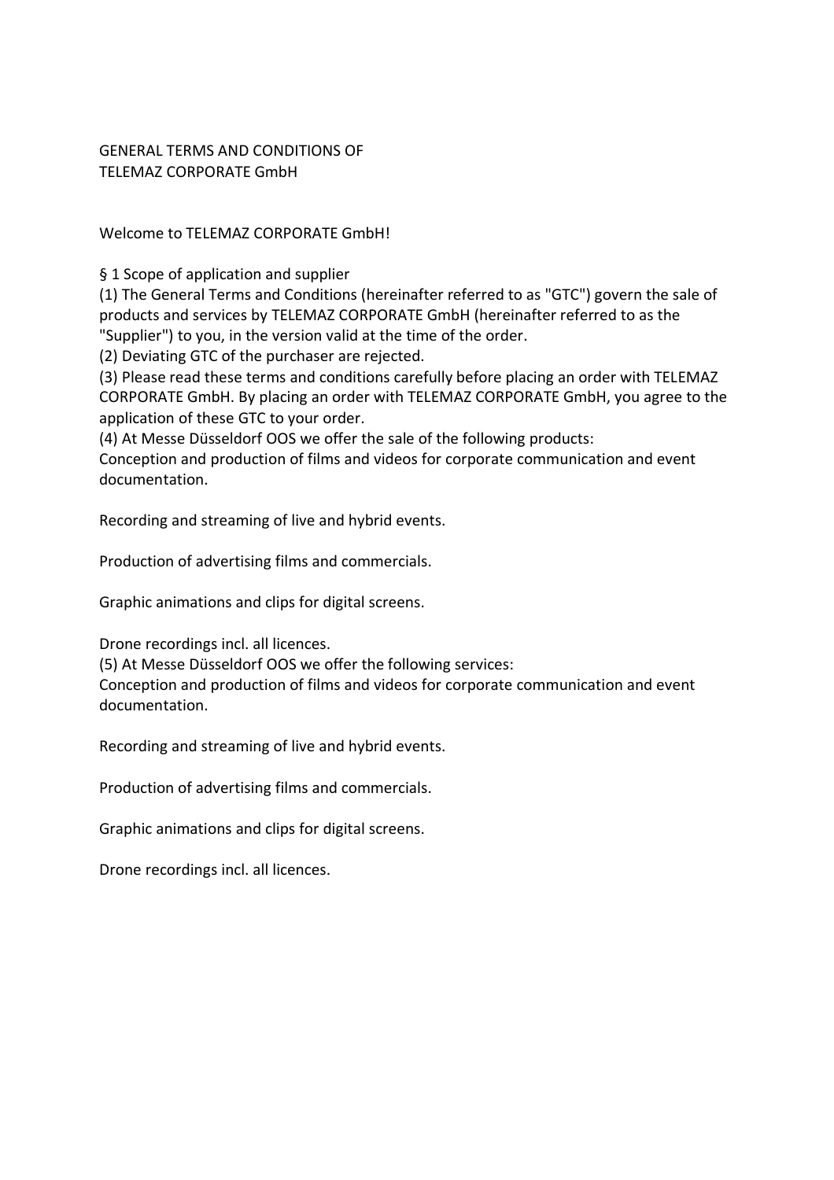# GENERAL TERMS AND CONDITIONS OF TELEMAZ CORPORATE GmbH

Welcome to TELEMAZ CORPORATE GmbH!

## § 1 Scope of application and supplier

(1) The General Terms and Conditions (hereinafter referred to as "GTC") govern the sale of products and services by TELEMAZ CORPORATE GmbH (hereinafter referred to as the "Supplier") to you, in the version valid at the time of the order.

(2) Deviating GTC of the purchaser are rejected.

(3) Please read these terms and conditions carefully before placing an order with TELEMAZ CORPORATE GmbH. By placing an order with TELEMAZ CORPORATE GmbH, you agree to the application of these GTC to your order.

(4) At Messe Düsseldorf OOS we offer the sale of the following products:
Conception and production of films and videos for corporate communication and event documentation.

Recording and streaming of live and hybrid events.

Production of advertising films and commercials.

Graphic animations and clips for digital screens.

Drone recordings incl. all licences.

(5) At Messe Düsseldorf OOS we offer the following services:
Conception and production of films and videos for corporate communication and event documentation.

Recording and streaming of live and hybrid events.

Production of advertising films and commercials.

Graphic animations and clips for digital screens.

Drone recordings incl. all licences.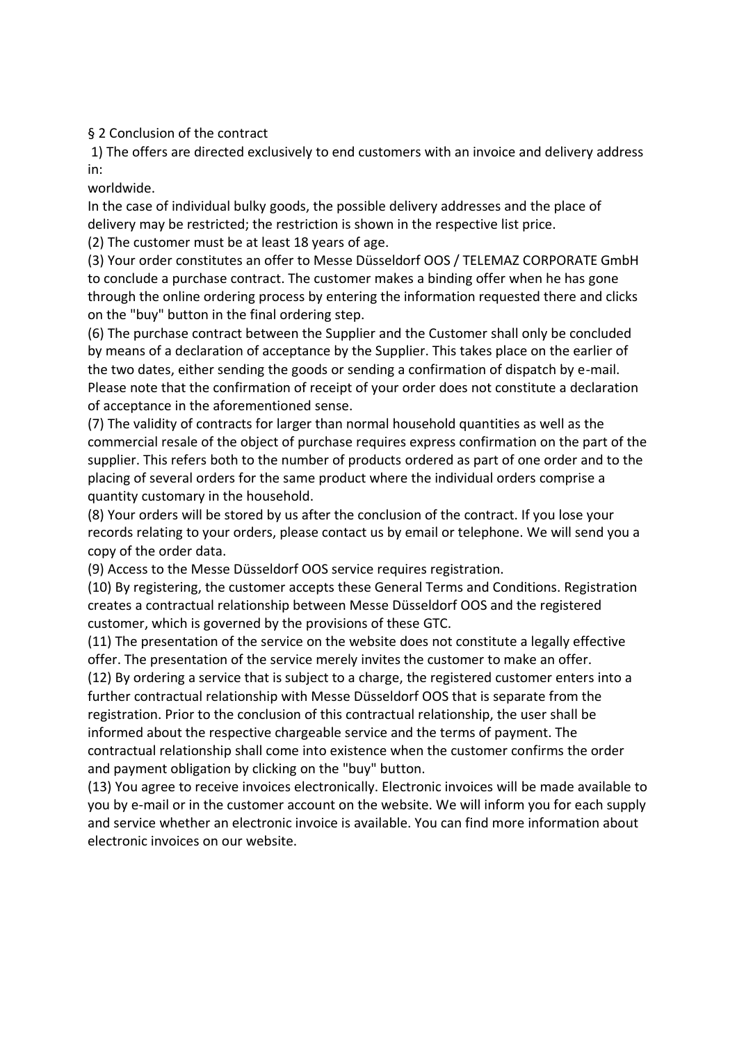§ 2 Conclusion of the contract

1) The offers are directed exclusively to end customers with an invoice and delivery address in:

worldwide.

In the case of individual bulky goods, the possible delivery addresses and the place of delivery may be restricted; the restriction is shown in the respective list price.

(2) The customer must be at least 18 years of age.

(3) Your order constitutes an offer to Messe Düsseldorf OOS / TELEMAZ CORPORATE GmbH to conclude a purchase contract. The customer makes a binding offer when he has gone through the online ordering process by entering the information requested there and clicks on the "buy" button in the final ordering step.

(6) The purchase contract between the Supplier and the Customer shall only be concluded by means of a declaration of acceptance by the Supplier. This takes place on the earlier of the two dates, either sending the goods or sending a confirmation of dispatch by e-mail. Please note that the confirmation of receipt of your order does not constitute a declaration of acceptance in the aforementioned sense.

(7) The validity of contracts for larger than normal household quantities as well as the commercial resale of the object of purchase requires express confirmation on the part of the supplier. This refers both to the number of products ordered as part of one order and to the placing of several orders for the same product where the individual orders comprise a quantity customary in the household.

(8) Your orders will be stored by us after the conclusion of the contract. If you lose your records relating to your orders, please contact us by email or telephone. We will send you a copy of the order data.

(9) Access to the Messe Düsseldorf OOS service requires registration.

(10) By registering, the customer accepts these General Terms and Conditions. Registration creates a contractual relationship between Messe Düsseldorf OOS and the registered customer, which is governed by the provisions of these GTC.

(11) The presentation of the service on the website does not constitute a legally effective offer. The presentation of the service merely invites the customer to make an offer.

(12) By ordering a service that is subject to a charge, the registered customer enters into a further contractual relationship with Messe Düsseldorf OOS that is separate from the registration. Prior to the conclusion of this contractual relationship, the user shall be informed about the respective chargeable service and the terms of payment. The contractual relationship shall come into existence when the customer confirms the order and payment obligation by clicking on the "buy" button.

(13) You agree to receive invoices electronically. Electronic invoices will be made available to you by e-mail or in the customer account on the website. We will inform you for each supply and service whether an electronic invoice is available. You can find more information about electronic invoices on our website.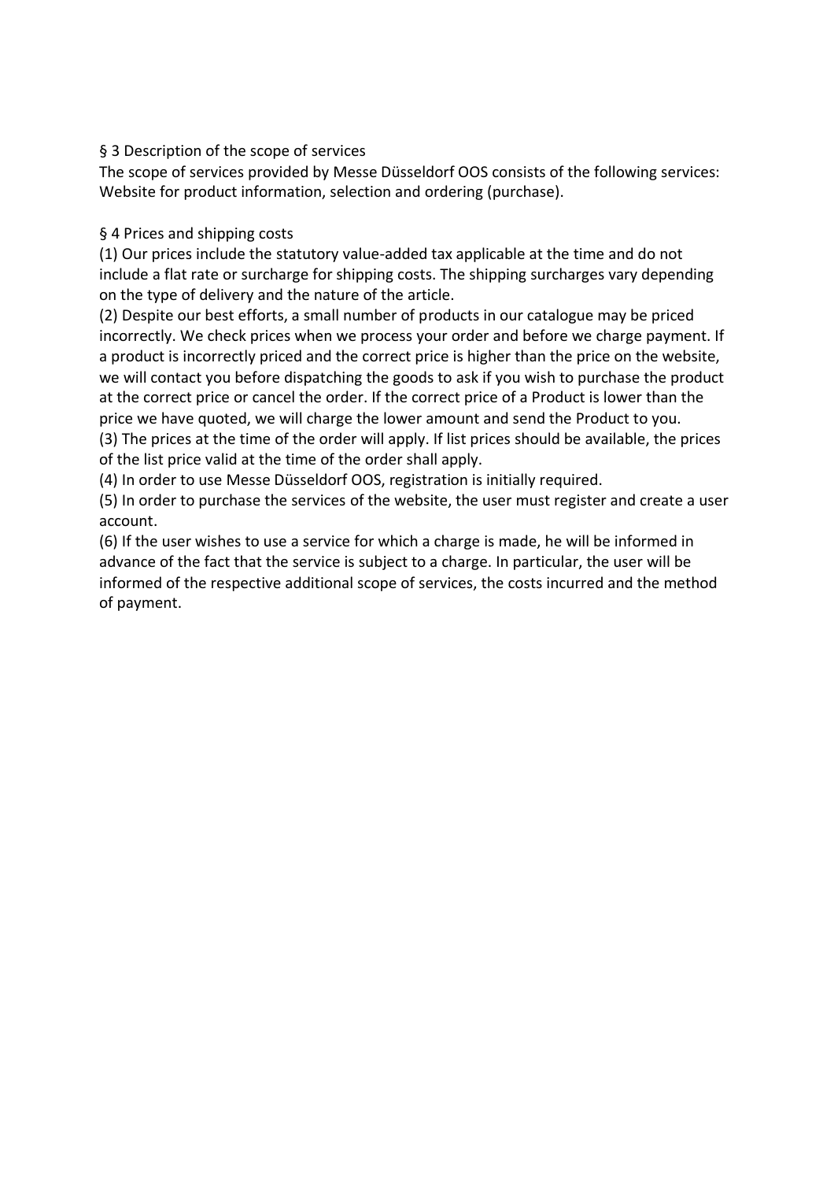## § 3 Description of the scope of services

The scope of services provided by Messe Düsseldorf OOS consists of the following services: Website for product information, selection and ordering (purchase).

## § 4 Prices and shipping costs

(1) Our prices include the statutory value-added tax applicable at the time and do not include a flat rate or surcharge for shipping costs. The shipping surcharges vary depending on the type of delivery and the nature of the article.

(2) Despite our best efforts, a small number of products in our catalogue may be priced incorrectly. We check prices when we process your order and before we charge payment. If a product is incorrectly priced and the correct price is higher than the price on the website, we will contact you before dispatching the goods to ask if you wish to purchase the product at the correct price or cancel the order. If the correct price of a Product is lower than the price we have quoted, we will charge the lower amount and send the Product to you.

(3) The prices at the time of the order will apply. If list prices should be available, the prices of the list price valid at the time of the order shall apply.

(4) In order to use Messe Düsseldorf OOS, registration is initially required.

(5) In order to purchase the services of the website, the user must register and create a user account.

(6) If the user wishes to use a service for which a charge is made, he will be informed in advance of the fact that the service is subject to a charge. In particular, the user will be informed of the respective additional scope of services, the costs incurred and the method of payment.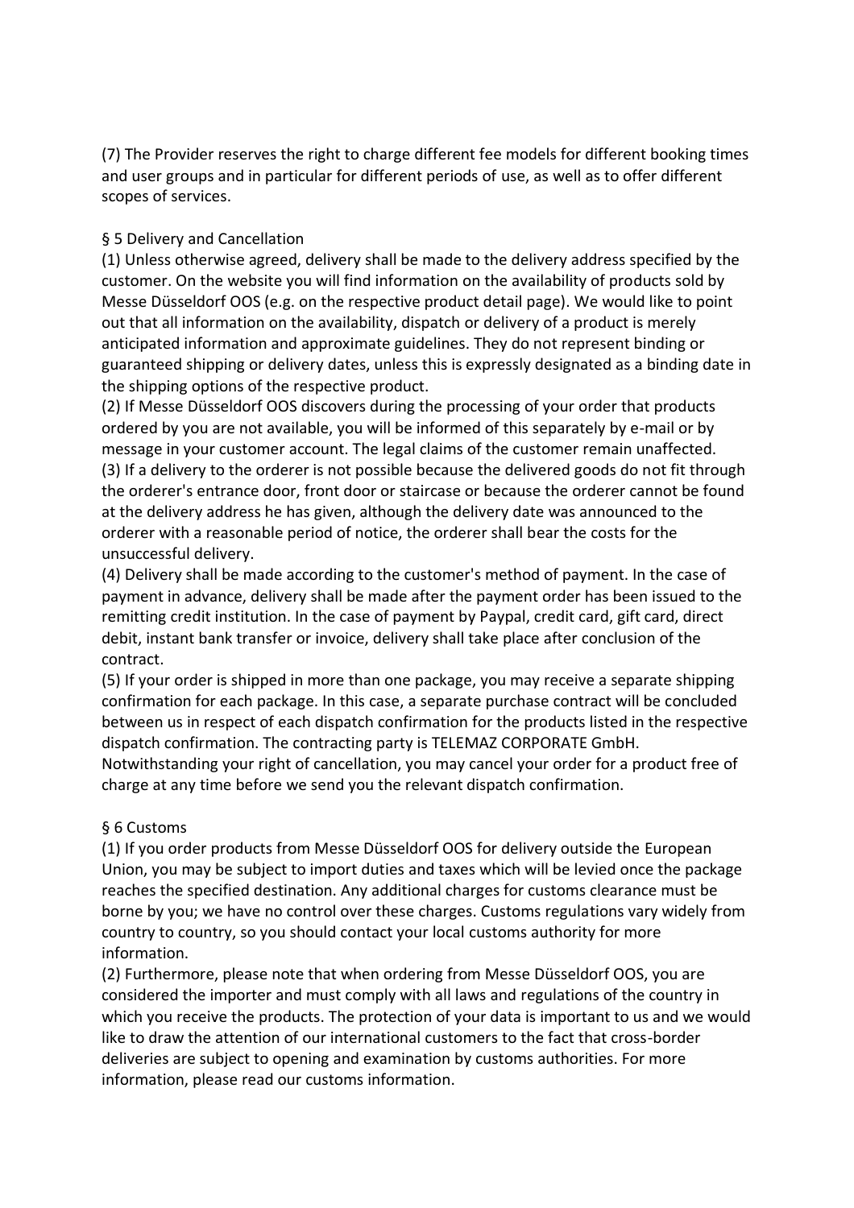(7) The Provider reserves the right to charge different fee models for different booking times and user groups and in particular for different periods of use, as well as to offer different scopes of services.

## § 5 Delivery and Cancellation

(1) Unless otherwise agreed, delivery shall be made to the delivery address specified by the customer. On the website you will find information on the availability of products sold by Messe Düsseldorf OOS (e.g. on the respective product detail page). We would like to point out that all information on the availability, dispatch or delivery of a product is merely anticipated information and approximate guidelines. They do not represent binding or guaranteed shipping or delivery dates, unless this is expressly designated as a binding date in the shipping options of the respective product.

(2) If Messe Düsseldorf OOS discovers during the processing of your order that products ordered by you are not available, you will be informed of this separately by e-mail or by message in your customer account. The legal claims of the customer remain unaffected.

(3) If a delivery to the orderer is not possible because the delivered goods do not fit through the orderer's entrance door, front door or staircase or because the orderer cannot be found at the delivery address he has given, although the delivery date was announced to the orderer with a reasonable period of notice, the orderer shall bear the costs for the unsuccessful delivery.

(4) Delivery shall be made according to the customer's method of payment. In the case of payment in advance, delivery shall be made after the payment order has been issued to the remitting credit institution. In the case of payment by Paypal, credit card, gift card, direct debit, instant bank transfer or invoice, delivery shall take place after conclusion of the contract.

(5) If your order is shipped in more than one package, you may receive a separate shipping confirmation for each package. In this case, a separate purchase contract will be concluded between us in respect of each dispatch confirmation for the products listed in the respective dispatch confirmation. The contracting party is TELEMAZ CORPORATE GmbH. Notwithstanding your right of cancellation, you may cancel your order for a product free of charge at any time before we send you the relevant dispatch confirmation.

## § 6 Customs

(1) If you order products from Messe Düsseldorf OOS for delivery outside the European Union, you may be subject to import duties and taxes which will be levied once the package reaches the specified destination. Any additional charges for customs clearance must be borne by you; we have no control over these charges. Customs regulations vary widely from country to country, so you should contact your local customs authority for more information.

(2) Furthermore, please note that when ordering from Messe Düsseldorf OOS, you are considered the importer and must comply with all laws and regulations of the country in which you receive the products. The protection of your data is important to us and we would like to draw the attention of our international customers to the fact that cross-border deliveries are subject to opening and examination by customs authorities. For more information, please read our customs information.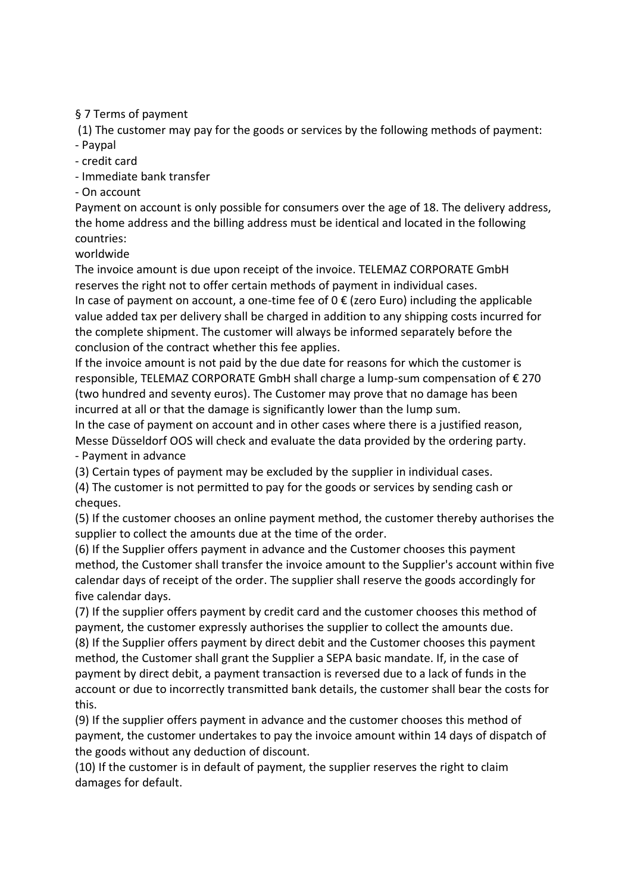§ 7 Terms of payment

(1) The customer may pay for the goods or services by the following methods of payment:

- Paypal
- credit card
- Immediate bank transfer
- On account

Payment on account is only possible for consumers over the age of 18. The delivery address, the home address and the billing address must be identical and located in the following countries:

worldwide

The invoice amount is due upon receipt of the invoice. TELEMAZ CORPORATE GmbH reserves the right not to offer certain methods of payment in individual cases.

In case of payment on account, a one-time fee of 0 € (zero Euro) including the applicable value added tax per delivery shall be charged in addition to any shipping costs incurred for the complete shipment. The customer will always be informed separately before the conclusion of the contract whether this fee applies.

If the invoice amount is not paid by the due date for reasons for which the customer is responsible, TELEMAZ CORPORATE GmbH shall charge a lump-sum compensation of € 270 (two hundred and seventy euros). The Customer may prove that no damage has been incurred at all or that the damage is significantly lower than the lump sum.

In the case of payment on account and in other cases where there is a justified reason, Messe Düsseldorf OOS will check and evaluate the data provided by the ordering party.

- Payment in advance

(3) Certain types of payment may be excluded by the supplier in individual cases.

(4) The customer is not permitted to pay for the goods or services by sending cash or cheques.

(5) If the customer chooses an online payment method, the customer thereby authorises the supplier to collect the amounts due at the time of the order.

(6) If the Supplier offers payment in advance and the Customer chooses this payment method, the Customer shall transfer the invoice amount to the Supplier's account within five calendar days of receipt of the order. The supplier shall reserve the goods accordingly for five calendar days.

(7) If the supplier offers payment by credit card and the customer chooses this method of payment, the customer expressly authorises the supplier to collect the amounts due.

(8) If the Supplier offers payment by direct debit and the Customer chooses this payment method, the Customer shall grant the Supplier a SEPA basic mandate. If, in the case of payment by direct debit, a payment transaction is reversed due to a lack of funds in the account or due to incorrectly transmitted bank details, the customer shall bear the costs for this.

(9) If the supplier offers payment in advance and the customer chooses this method of payment, the customer undertakes to pay the invoice amount within 14 days of dispatch of the goods without any deduction of discount.

(10) If the customer is in default of payment, the supplier reserves the right to claim damages for default.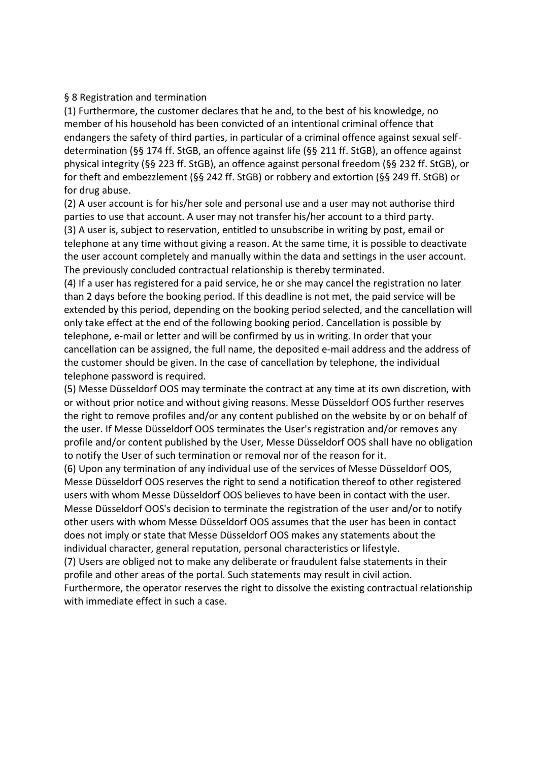## § 8 Registration and termination

(1) Furthermore, the customer declares that he and, to the best of his knowledge, no member of his household has been convicted of an intentional criminal offence that endangers the safety of third parties, in particular of a criminal offence against sexual self-determination (§§ 174 ff. StGB, an offence against life (§§ 211 ff. StGB), an offence against physical integrity (§§ 223 ff. StGB), an offence against personal freedom (§§ 232 ff. StGB), or for theft and embezzlement (§§ 242 ff. StGB) or robbery and extortion (§§ 249 ff. StGB) or for drug abuse.

(2) A user account is for his/her sole and personal use and a user may not authorise third parties to use that account. A user may not transfer his/her account to a third party.

(3) A user is, subject to reservation, entitled to unsubscribe in writing by post, email or telephone at any time without giving a reason. At the same time, it is possible to deactivate the user account completely and manually within the data and settings in the user account. The previously concluded contractual relationship is thereby terminated.

(4) If a user has registered for a paid service, he or she may cancel the registration no later than 2 days before the booking period. If this deadline is not met, the paid service will be extended by this period, depending on the booking period selected, and the cancellation will only take effect at the end of the following booking period. Cancellation is possible by telephone, e-mail or letter and will be confirmed by us in writing. In order that your cancellation can be assigned, the full name, the deposited e-mail address and the address of the customer should be given. In the case of cancellation by telephone, the individual telephone password is required.

(5) Messe Düsseldorf OOS may terminate the contract at any time at its own discretion, with or without prior notice and without giving reasons. Messe Düsseldorf OOS further reserves the right to remove profiles and/or any content published on the website by or on behalf of the user. If Messe Düsseldorf OOS terminates the User's registration and/or removes any profile and/or content published by the User, Messe Düsseldorf OOS shall have no obligation to notify the User of such termination or removal nor of the reason for it.

(6) Upon any termination of any individual use of the services of Messe Düsseldorf OOS, Messe Düsseldorf OOS reserves the right to send a notification thereof to other registered users with whom Messe Düsseldorf OOS believes to have been in contact with the user. Messe Düsseldorf OOS's decision to terminate the registration of the user and/or to notify other users with whom Messe Düsseldorf OOS assumes that the user has been in contact does not imply or state that Messe Düsseldorf OOS makes any statements about the individual character, general reputation, personal characteristics or lifestyle.

(7) Users are obliged not to make any deliberate or fraudulent false statements in their profile and other areas of the portal. Such statements may result in civil action. Furthermore, the operator reserves the right to dissolve the existing contractual relationship with immediate effect in such a case.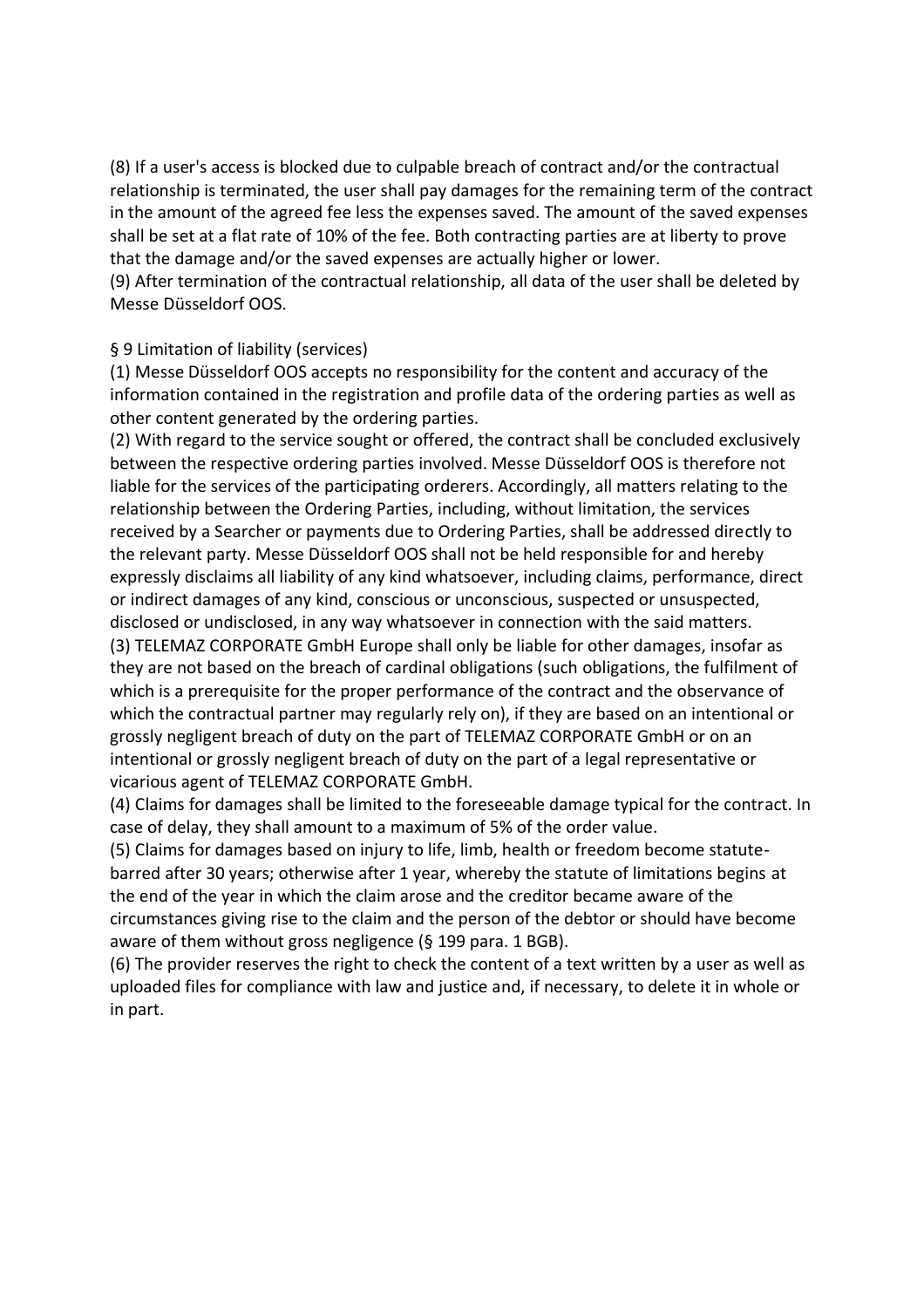(8) If a user's access is blocked due to culpable breach of contract and/or the contractual relationship is terminated, the user shall pay damages for the remaining term of the contract in the amount of the agreed fee less the expenses saved. The amount of the saved expenses shall be set at a flat rate of 10% of the fee. Both contracting parties are at liberty to prove that the damage and/or the saved expenses are actually higher or lower.
(9) After termination of the contractual relationship, all data of the user shall be deleted by Messe Düsseldorf OOS.

§ 9 Limitation of liability (services)
(1) Messe Düsseldorf OOS accepts no responsibility for the content and accuracy of the information contained in the registration and profile data of the ordering parties as well as other content generated by the ordering parties.
(2) With regard to the service sought or offered, the contract shall be concluded exclusively between the respective ordering parties involved. Messe Düsseldorf OOS is therefore not liable for the services of the participating orderers. Accordingly, all matters relating to the relationship between the Ordering Parties, including, without limitation, the services received by a Searcher or payments due to Ordering Parties, shall be addressed directly to the relevant party. Messe Düsseldorf OOS shall not be held responsible for and hereby expressly disclaims all liability of any kind whatsoever, including claims, performance, direct or indirect damages of any kind, conscious or unconscious, suspected or unsuspected, disclosed or undisclosed, in any way whatsoever in connection with the said matters.
(3) TELEMAZ CORPORATE GmbH Europe shall only be liable for other damages, insofar as they are not based on the breach of cardinal obligations (such obligations, the fulfilment of which is a prerequisite for the proper performance of the contract and the observance of which the contractual partner may regularly rely on), if they are based on an intentional or grossly negligent breach of duty on the part of TELEMAZ CORPORATE GmbH or on an intentional or grossly negligent breach of duty on the part of a legal representative or vicarious agent of TELEMAZ CORPORATE GmbH.
(4) Claims for damages shall be limited to the foreseeable damage typical for the contract. In case of delay, they shall amount to a maximum of 5% of the order value.
(5) Claims for damages based on injury to life, limb, health or freedom become statute-barred after 30 years; otherwise after 1 year, whereby the statute of limitations begins at the end of the year in which the claim arose and the creditor became aware of the circumstances giving rise to the claim and the person of the debtor or should have become aware of them without gross negligence (§ 199 para. 1 BGB).
(6) The provider reserves the right to check the content of a text written by a user as well as uploaded files for compliance with law and justice and, if necessary, to delete it in whole or in part.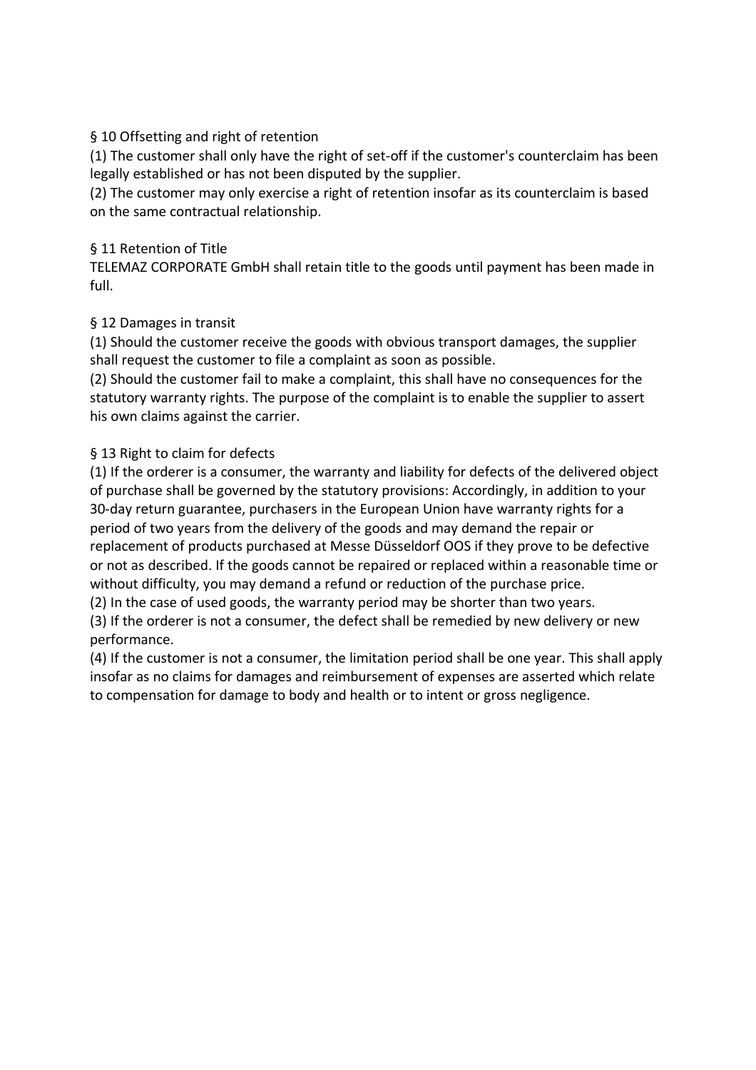## § 10 Offsetting and right of retention

(1) The customer shall only have the right of set-off if the customer's counterclaim has been legally established or has not been disputed by the supplier.

(2) The customer may only exercise a right of retention insofar as its counterclaim is based on the same contractual relationship.

## § 11 Retention of Title

TELEMAZ CORPORATE GmbH shall retain title to the goods until payment has been made in full.

## § 12 Damages in transit

(1) Should the customer receive the goods with obvious transport damages, the supplier shall request the customer to file a complaint as soon as possible.

(2) Should the customer fail to make a complaint, this shall have no consequences for the statutory warranty rights. The purpose of the complaint is to enable the supplier to assert his own claims against the carrier.

## § 13 Right to claim for defects

(1) If the orderer is a consumer, the warranty and liability for defects of the delivered object of purchase shall be governed by the statutory provisions: Accordingly, in addition to your 30-day return guarantee, purchasers in the European Union have warranty rights for a period of two years from the delivery of the goods and may demand the repair or replacement of products purchased at Messe Düsseldorf OOS if they prove to be defective or not as described. If the goods cannot be repaired or replaced within a reasonable time or without difficulty, you may demand a refund or reduction of the purchase price.

(2) In the case of used goods, the warranty period may be shorter than two years.

(3) If the orderer is not a consumer, the defect shall be remedied by new delivery or new performance.

(4) If the customer is not a consumer, the limitation period shall be one year. This shall apply insofar as no claims for damages and reimbursement of expenses are asserted which relate to compensation for damage to body and health or to intent or gross negligence.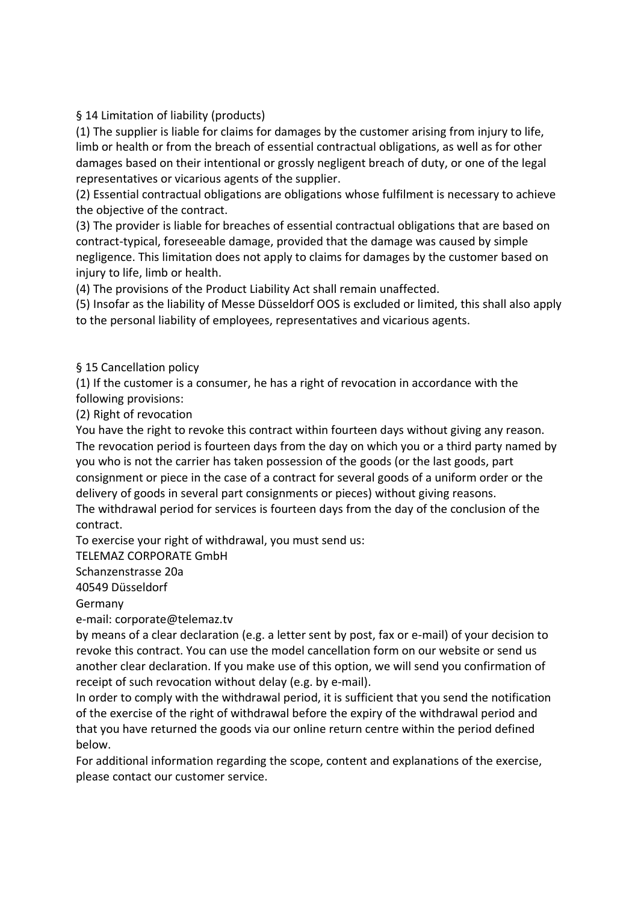## § 14 Limitation of liability (products)

(1) The supplier is liable for claims for damages by the customer arising from injury to life, limb or health or from the breach of essential contractual obligations, as well as for other damages based on their intentional or grossly negligent breach of duty, or one of the legal representatives or vicarious agents of the supplier.

(2) Essential contractual obligations are obligations whose fulfilment is necessary to achieve the objective of the contract.

(3) The provider is liable for breaches of essential contractual obligations that are based on contract-typical, foreseeable damage, provided that the damage was caused by simple negligence. This limitation does not apply to claims for damages by the customer based on injury to life, limb or health.

(4) The provisions of the Product Liability Act shall remain unaffected.

(5) Insofar as the liability of Messe Düsseldorf OOS is excluded or limited, this shall also apply to the personal liability of employees, representatives and vicarious agents.

## § 15 Cancellation policy

(1) If the customer is a consumer, he has a right of revocation in accordance with the following provisions:

(2) Right of revocation

You have the right to revoke this contract within fourteen days without giving any reason. The revocation period is fourteen days from the day on which you or a third party named by you who is not the carrier has taken possession of the goods (or the last goods, part consignment or piece in the case of a contract for several goods of a uniform order or the delivery of goods in several part consignments or pieces) without giving reasons.

The withdrawal period for services is fourteen days from the day of the conclusion of the contract.

To exercise your right of withdrawal, you must send us:

TELEMAZ CORPORATE GmbH
Schanzenstrasse 20a
40549 Düsseldorf
Germany
e-mail: corporate@telemaz.tv

by means of a clear declaration (e.g. a letter sent by post, fax or e-mail) of your decision to revoke this contract. You can use the model cancellation form on our website or send us another clear declaration. If you make use of this option, we will send you confirmation of receipt of such revocation without delay (e.g. by e-mail).

In order to comply with the withdrawal period, it is sufficient that you send the notification of the exercise of the right of withdrawal before the expiry of the withdrawal period and that you have returned the goods via our online return centre within the period defined below.

For additional information regarding the scope, content and explanations of the exercise, please contact our customer service.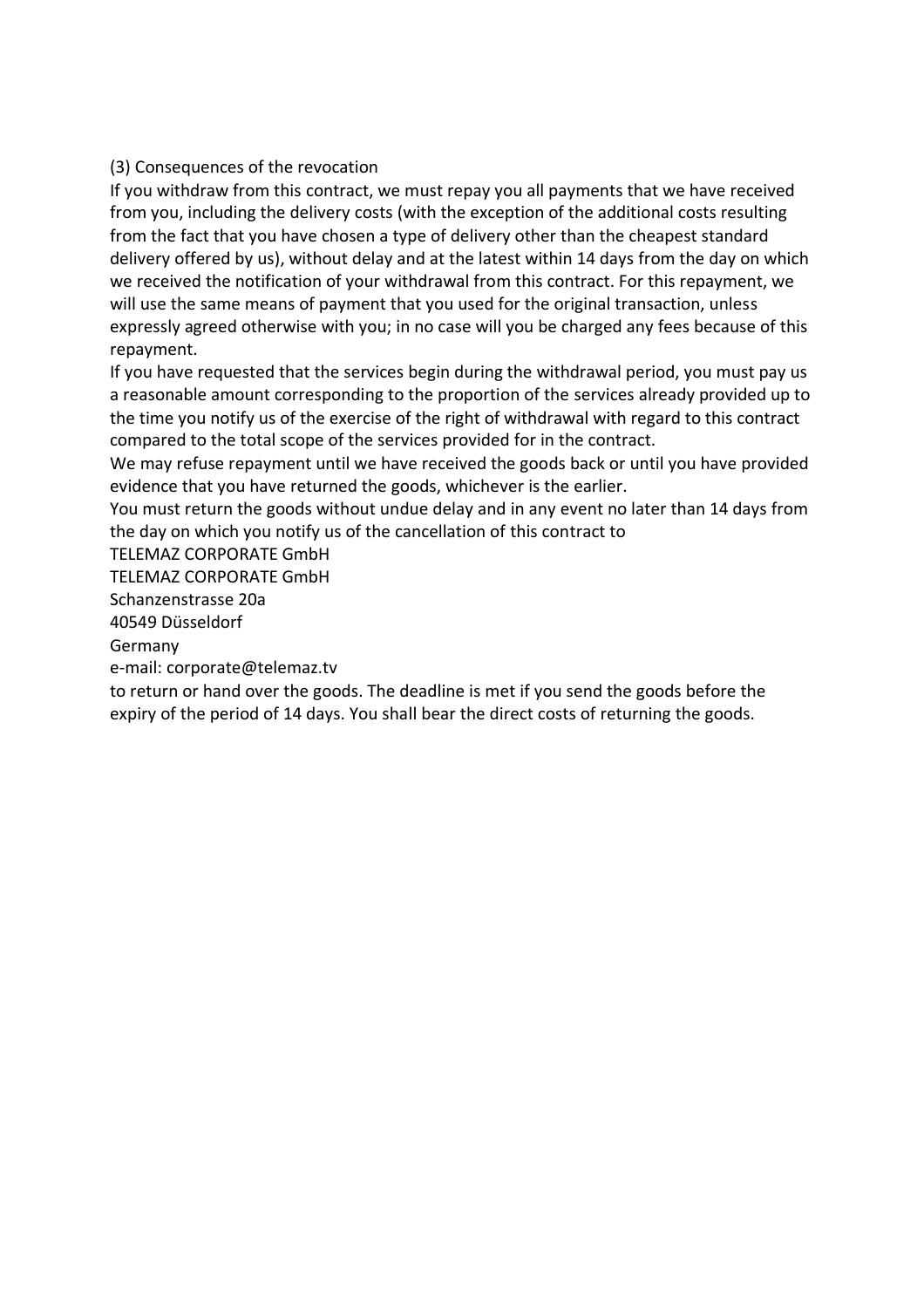(3) Consequences of the revocation

If you withdraw from this contract, we must repay you all payments that we have received from you, including the delivery costs (with the exception of the additional costs resulting from the fact that you have chosen a type of delivery other than the cheapest standard delivery offered by us), without delay and at the latest within 14 days from the day on which we received the notification of your withdrawal from this contract. For this repayment, we will use the same means of payment that you used for the original transaction, unless expressly agreed otherwise with you; in no case will you be charged any fees because of this repayment.

If you have requested that the services begin during the withdrawal period, you must pay us a reasonable amount corresponding to the proportion of the services already provided up to the time you notify us of the exercise of the right of withdrawal with regard to this contract compared to the total scope of the services provided for in the contract.

We may refuse repayment until we have received the goods back or until you have provided evidence that you have returned the goods, whichever is the earlier.

You must return the goods without undue delay and in any event no later than 14 days from the day on which you notify us of the cancellation of this contract to

TELEMAZ CORPORATE GmbH
TELEMAZ CORPORATE GmbH
Schanzenstrasse 20a
40549 Düsseldorf
Germany
e-mail: corporate@telemaz.tv

to return or hand over the goods. The deadline is met if you send the goods before the expiry of the period of 14 days. You shall bear the direct costs of returning the goods.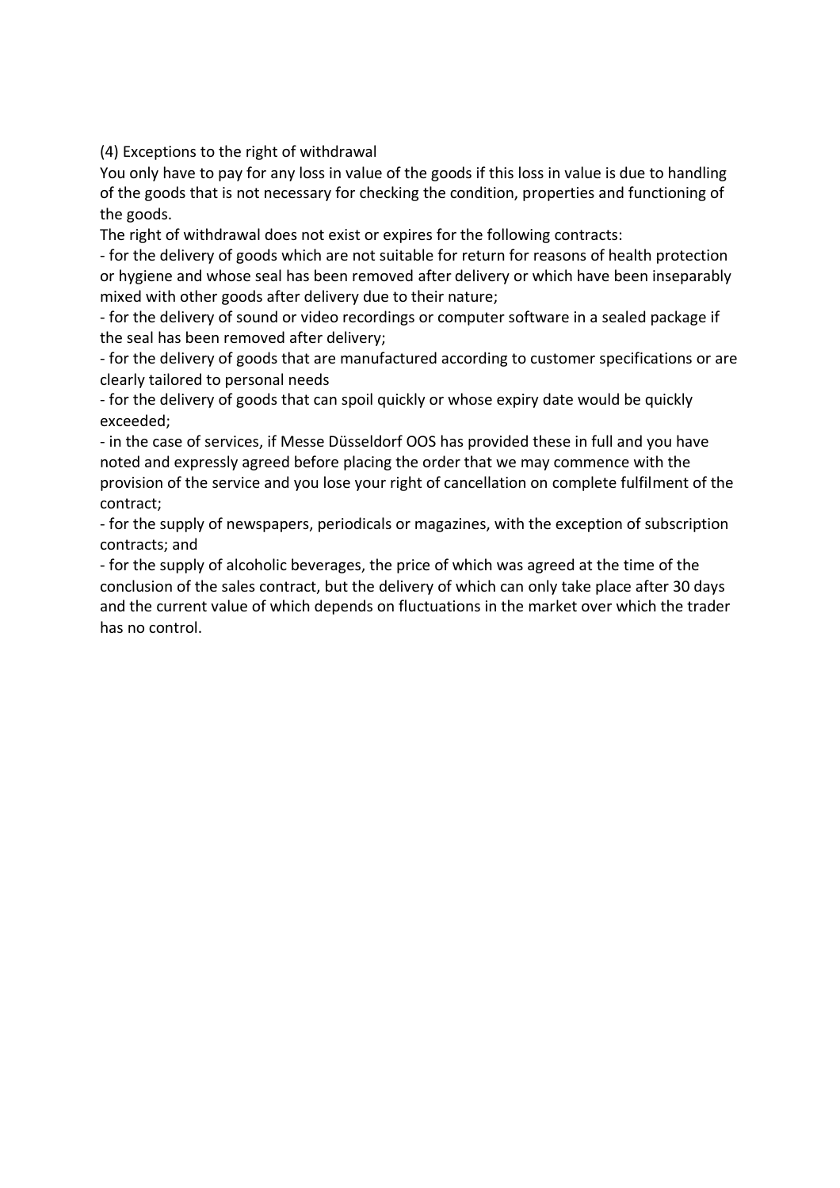(4) Exceptions to the right of withdrawal

You only have to pay for any loss in value of the goods if this loss in value is due to handling of the goods that is not necessary for checking the condition, properties and functioning of the goods.

The right of withdrawal does not exist or expires for the following contracts:

- for the delivery of goods which are not suitable for return for reasons of health protection or hygiene and whose seal has been removed after delivery or which have been inseparably mixed with other goods after delivery due to their nature;
- for the delivery of sound or video recordings or computer software in a sealed package if the seal has been removed after delivery;
- for the delivery of goods that are manufactured according to customer specifications or are clearly tailored to personal needs
- for the delivery of goods that can spoil quickly or whose expiry date would be quickly exceeded;
- in the case of services, if Messe Düsseldorf OOS has provided these in full and you have noted and expressly agreed before placing the order that we may commence with the provision of the service and you lose your right of cancellation on complete fulfilment of the contract;
- for the supply of newspapers, periodicals or magazines, with the exception of subscription contracts; and
- for the supply of alcoholic beverages, the price of which was agreed at the time of the conclusion of the sales contract, but the delivery of which can only take place after 30 days and the current value of which depends on fluctuations in the market over which the trader has no control.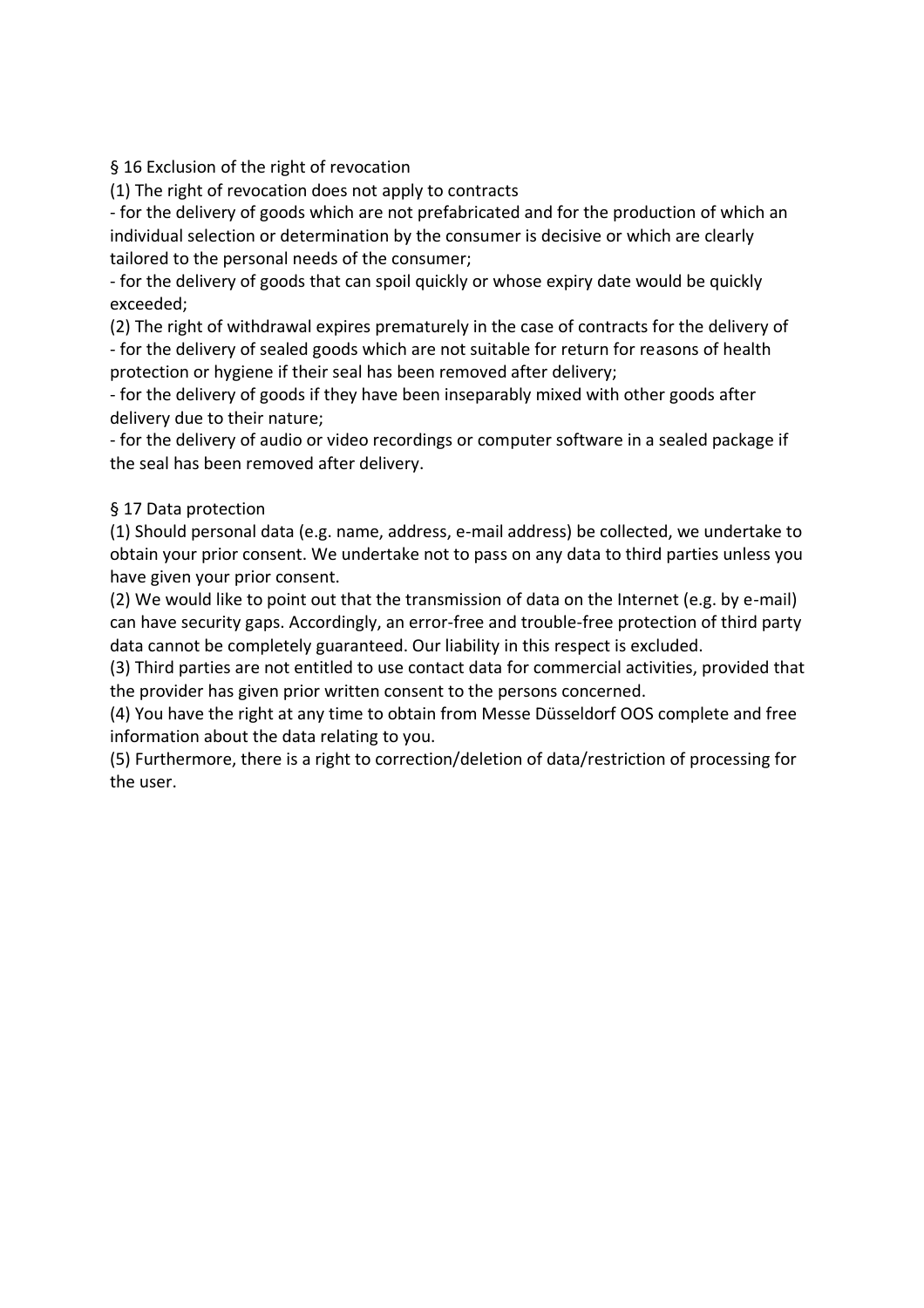## § 16 Exclusion of the right of revocation

(1) The right of revocation does not apply to contracts

- for the delivery of goods which are not prefabricated and for the production of which an individual selection or determination by the consumer is decisive or which are clearly tailored to the personal needs of the consumer;
- for the delivery of goods that can spoil quickly or whose expiry date would be quickly exceeded;

(2) The right of withdrawal expires prematurely in the case of contracts for the delivery of

- for the delivery of sealed goods which are not suitable for return for reasons of health protection or hygiene if their seal has been removed after delivery;
- for the delivery of goods if they have been inseparably mixed with other goods after delivery due to their nature;
- for the delivery of audio or video recordings or computer software in a sealed package if the seal has been removed after delivery.

## § 17 Data protection

(1) Should personal data (e.g. name, address, e-mail address) be collected, we undertake to obtain your prior consent. We undertake not to pass on any data to third parties unless you have given your prior consent.

(2) We would like to point out that the transmission of data on the Internet (e.g. by e-mail) can have security gaps. Accordingly, an error-free and trouble-free protection of third party data cannot be completely guaranteed. Our liability in this respect is excluded.

(3) Third parties are not entitled to use contact data for commercial activities, provided that the provider has given prior written consent to the persons concerned.

(4) You have the right at any time to obtain from Messe Düsseldorf OOS complete and free information about the data relating to you.

(5) Furthermore, there is a right to correction/deletion of data/restriction of processing for the user.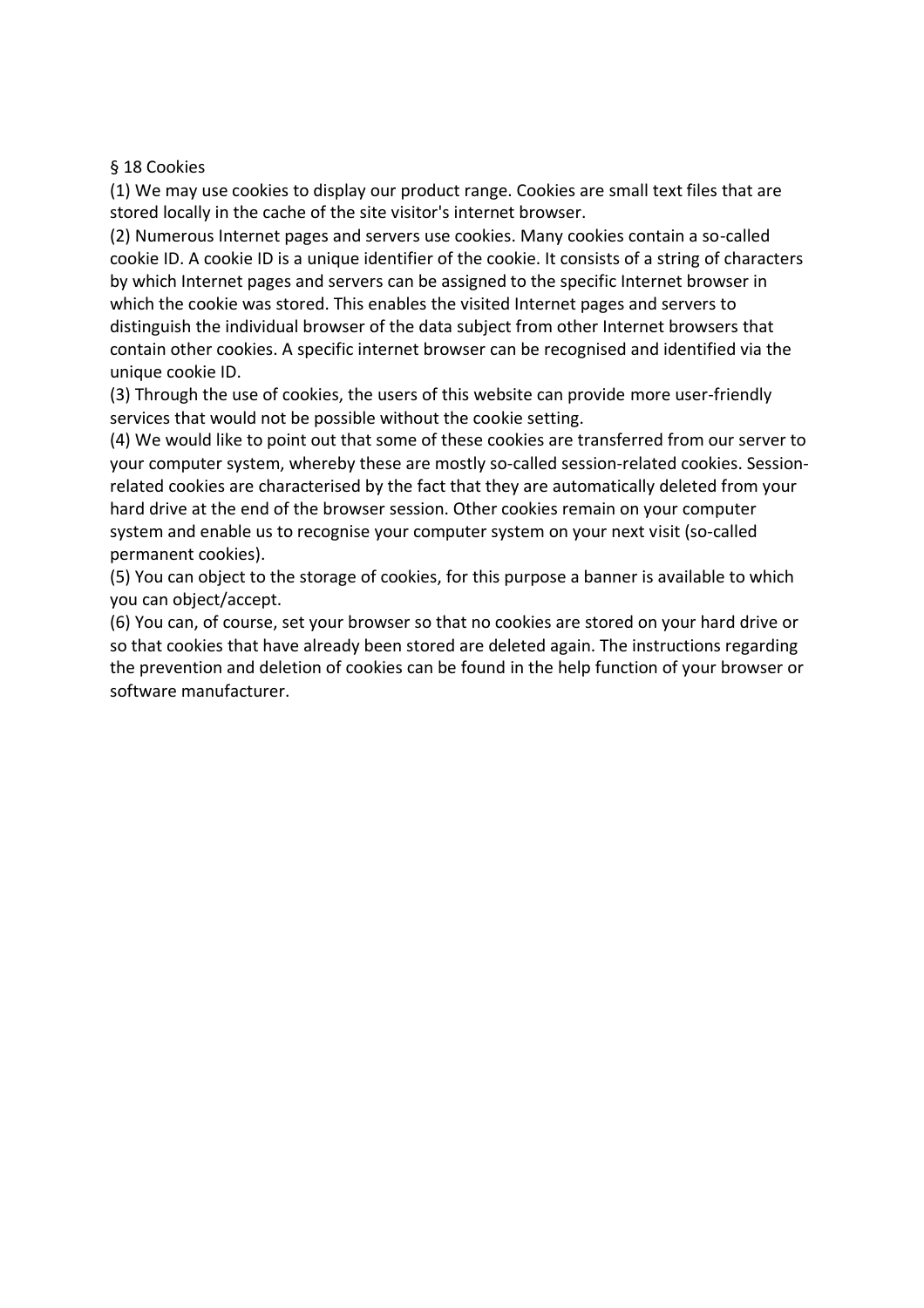## § 18 Cookies

(1) We may use cookies to display our product range. Cookies are small text files that are stored locally in the cache of the site visitor's internet browser.

(2) Numerous Internet pages and servers use cookies. Many cookies contain a so-called cookie ID. A cookie ID is a unique identifier of the cookie. It consists of a string of characters by which Internet pages and servers can be assigned to the specific Internet browser in which the cookie was stored. This enables the visited Internet pages and servers to distinguish the individual browser of the data subject from other Internet browsers that contain other cookies. A specific internet browser can be recognised and identified via the unique cookie ID.

(3) Through the use of cookies, the users of this website can provide more user-friendly services that would not be possible without the cookie setting.

(4) We would like to point out that some of these cookies are transferred from our server to your computer system, whereby these are mostly so-called session-related cookies. Session-related cookies are characterised by the fact that they are automatically deleted from your hard drive at the end of the browser session. Other cookies remain on your computer system and enable us to recognise your computer system on your next visit (so-called permanent cookies).

(5) You can object to the storage of cookies, for this purpose a banner is available to which you can object/accept.

(6) You can, of course, set your browser so that no cookies are stored on your hard drive or so that cookies that have already been stored are deleted again. The instructions regarding the prevention and deletion of cookies can be found in the help function of your browser or software manufacturer.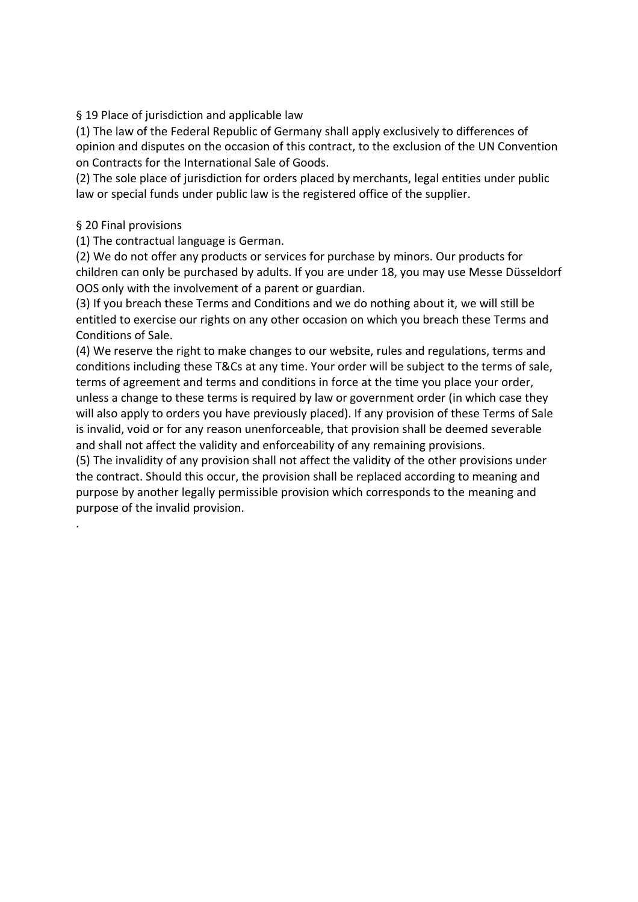## § 19 Place of jurisdiction and applicable law

(1) The law of the Federal Republic of Germany shall apply exclusively to differences of opinion and disputes on the occasion of this contract, to the exclusion of the UN Convention on Contracts for the International Sale of Goods.

(2) The sole place of jurisdiction for orders placed by merchants, legal entities under public law or special funds under public law is the registered office of the supplier.

## § 20 Final provisions

(1) The contractual language is German.

(2) We do not offer any products or services for purchase by minors. Our products for children can only be purchased by adults. If you are under 18, you may use Messe Düsseldorf OOS only with the involvement of a parent or guardian.

(3) If you breach these Terms and Conditions and we do nothing about it, we will still be entitled to exercise our rights on any other occasion on which you breach these Terms and Conditions of Sale.

(4) We reserve the right to make changes to our website, rules and regulations, terms and conditions including these T&Cs at any time. Your order will be subject to the terms of sale, terms of agreement and terms and conditions in force at the time you place your order, unless a change to these terms is required by law or government order (in which case they will also apply to orders you have previously placed). If any provision of these Terms of Sale is invalid, void or for any reason unenforceable, that provision shall be deemed severable and shall not affect the validity and enforceability of any remaining provisions.

(5) The invalidity of any provision shall not affect the validity of the other provisions under the contract. Should this occur, the provision shall be replaced according to meaning and purpose by another legally permissible provision which corresponds to the meaning and purpose of the invalid provision.

.